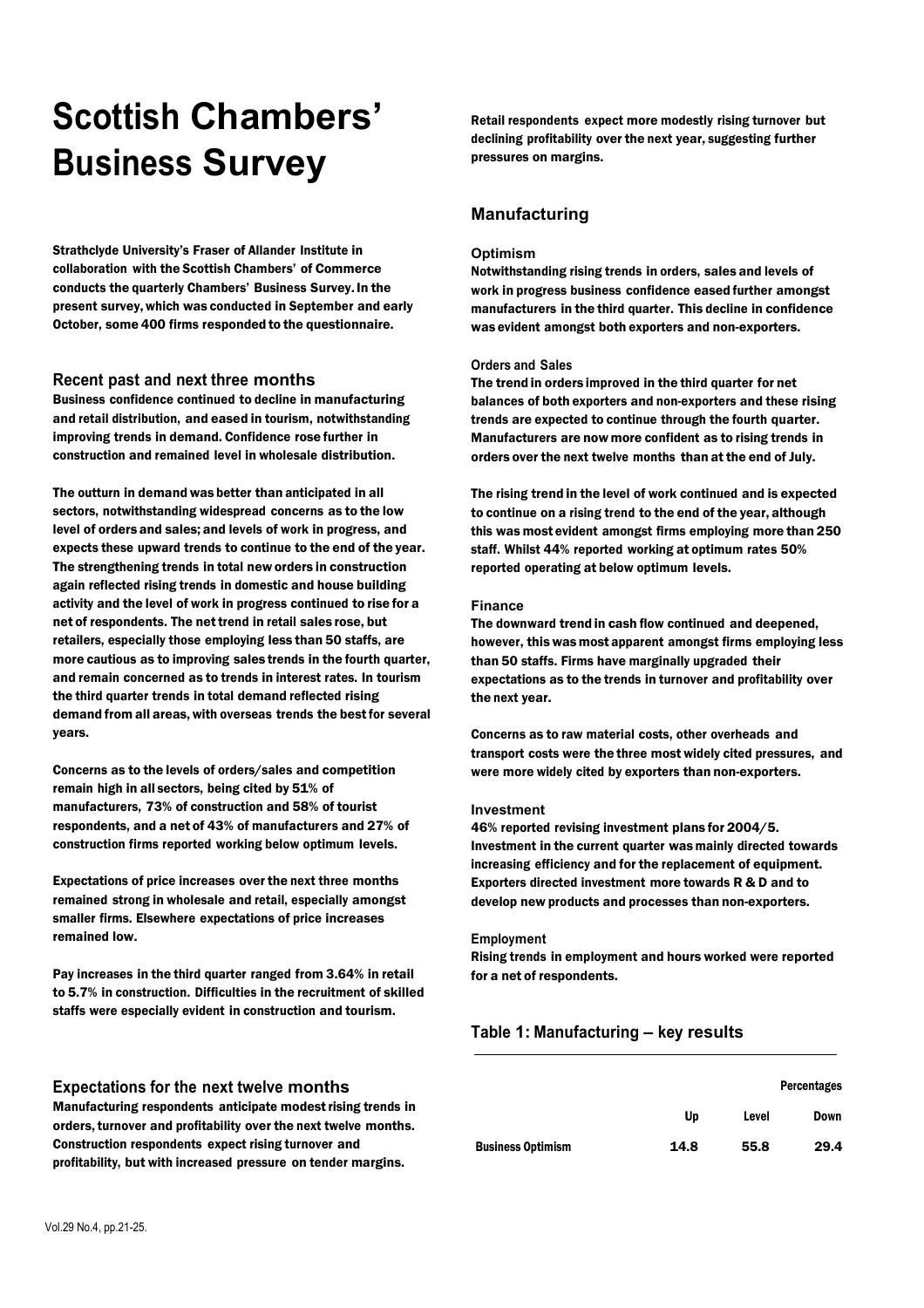# Scottish Chambers' Business Survey

**Strathclyde University's Fraser of Allander Institute in collaboration with the Scottish Chambers' of Commerce conducts the quarterly Chambers' Business Survey. In the present survey, which was conducted in September and early October, some 400 firms responded to the questionnaire.**

## Recent past and next three months

Business confidence continued to decline in manufacturing and retail distribution, and eased in tourism, notwithstanding improving trends in demand. Confidence rose further in construction and remained level in wholesale distribution.

The outturn in demand was better than anticipated in all sectors, notwithstanding widespread concerns as to the low level of orders and sales; and levels of work in progress, and expects these upward trends to continue to the end of the year. The strengthening trends in total new orders in construction again reflected rising trends in domestic and house building activity and the level of work in progress continued to rise for a net of respondents. The net trend in retail sales rose, but retailers, especially those employing less than 50 staffs, are more cautious as to improving sales trends in the fourth quarter, and remain concerned as to trends in interest rates. In tourism the third quarter trends in total demand reflected rising demand from all areas, with overseas trends the best for several years.

Concerns as to the levels of orders/sales and competition remain high in all sectors, being cited by 51% of manufacturers, 73% of construction and 58% of tourist respondents, and a net of 43% of manufacturers and 27% of construction firms reported working below optimum levels.

Expectations of price increases over the next three months remained strong in wholesale and retail, especially amongst smaller firms. Elsewhere expectations of price increases remained low.

Pay increases in the third quarter ranged from 3.64% in retail to 5.7% in construction. Difficulties in the recruitment of skilled staffs were especially evident in construction and tourism.

## Expectations for the next twelve months

Manufacturing respondents anticipate modest rising trends in orders, turnover and profitability over the next twelve months. Construction respondents expect rising turnover and profitability, but with increased pressure on tender margins.

Retail respondents expect more modestly rising turnover but declining profitability over the next year, suggesting further pressures on margins.

## Manufacturing

### Optimism

Notwithstanding rising trends in orders, sales and levels of work in progress business confidence eased further amongst manufacturers in the third quarter. This decline in confidence was evident amongst both exporters and non-exporters.

### Orders and Sales

The trend in orders improved in the third quarter for net balances of both exporters and non-exporters and these rising trends are expected to continue through the fourth quarter. Manufacturers are now more confident as to rising trends in orders over the next twelve months than at the end of July.

The rising trend in the level of work continued and is expected to continue on a rising trend to the end of the year, although this was most evident amongst firms employing more than 250 staff. Whilst 44% reported working at optimum rates 50% reported operating at below optimum levels.

### Finance

The downward trend in cash flow continued and deepened, however, this was most apparent amongst firms employing less than 50 staffs. Firms have marginally upgraded their expectations as to the trends in turnover and profitability over the next year.

Concerns as to raw material costs, other overheads and transport costs were the three most widely cited pressures, and were more widely cited by exporters than non-exporters.

### Investment

46% reported revising investment plans for 2004/5. Investment in the current quarter was mainly directed towards increasing efficiency and for the replacement of equipment. Exporters directed investment more towards R & D and to develop new products and processes than non-exporters.

### Employment

Rising trends in employment and hours worked were reported for a net of respondents.

### Table 1: Manufacturing – key results

| | | | Percentages |
|---|---|---|---|
| | Up | Level | Down |
| Business Optimism | 14.8 | 55.8 | 29.4 |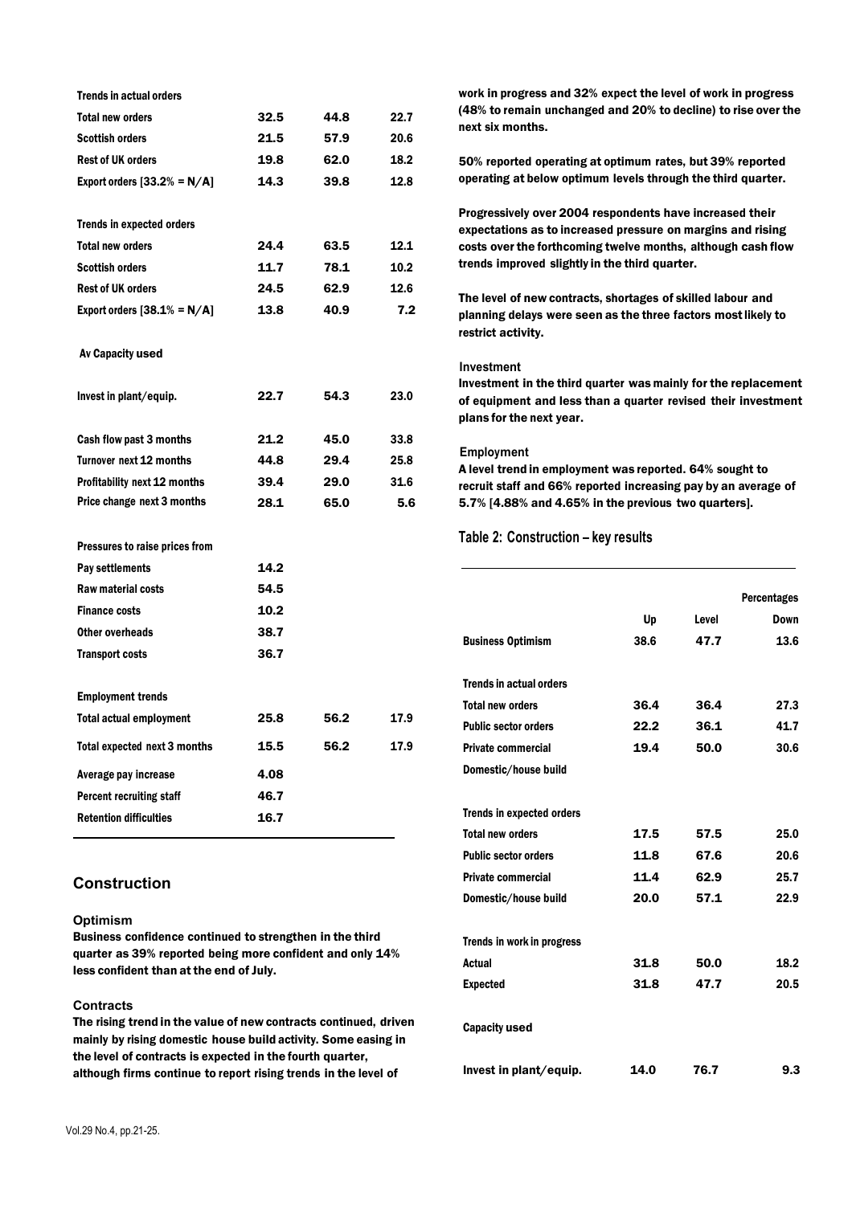| | | | |
|---|---|---|---|
| **Trends in actual orders** | | | |
| Total new orders | 32.5 | 44.8 | 22.7 |
| Scottish orders | 21.5 | 57.9 | 20.6 |
| Rest of UK orders | 19.8 | 62.0 | 18.2 |
| Export orders [33.2% = N/A] | 14.3 | 39.8 | 12.8 |
| **Trends in expected orders** | | | |
| Total new orders | 24.4 | 63.5 | 12.1 |
| Scottish orders | 11.7 | 78.1 | 10.2 |
| Rest of UK orders | 24.5 | 62.9 | 12.6 |
| Export orders [38.1% = N/A] | 13.8 | 40.9 | 7.2 |
| **Av Capacity used** | | | |
| Invest in plant/equip. | 22.7 | 54.3 | 23.0 |
| Cash flow past 3 months | 21.2 | 45.0 | 33.8 |
| Turnover next 12 months | 44.8 | 29.4 | 25.8 |
| Profitability next 12 months | 39.4 | 29.0 | 31.6 |
| Price change next 3 months | 28.1 | 65.0 | 5.6 |
| **Pressures to raise prices from** | | | |
| Pay settlements | 14.2 | | |
| Raw material costs | 54.5 | | |
| Finance costs | 10.2 | | |
| Other overheads | 38.7 | | |
| Transport costs | 36.7 | | |
| **Employment trends** | | | |
| Total actual employment | 25.8 | 56.2 | 17.9 |
| Total expected next 3 months | 15.5 | 56.2 | 17.9 |
| Average pay increase | 4.08 | | |
| Percent recruiting staff | 46.7 | | |
| Retention difficulties | 16.7 | | |

## Construction

### Optimism

**Business confidence continued to strengthen in the third quarter as 39% reported being more confident and only 14% less confident than at the end of July.**

### Contracts

**The rising trend in the value of new contracts continued, driven mainly by rising domestic house build activity. Some easing in the level of contracts is expected in the fourth quarter, although firms continue to report rising trends in the level of work in progress and 32% expect the level of work in progress (48% to remain unchanged and 20% to decline) to rise over the next six months.**

**50% reported operating at optimum rates, but 39% reported operating at below optimum levels through the third quarter.**

**Progressively over 2004 respondents have increased their expectations as to increased pressure on margins and rising costs over the forthcoming twelve months, although cash flow trends improved slightly in the third quarter.**

**The level of new contracts, shortages of skilled labour and planning delays were seen as the three factors most likely to restrict activity.**

### Investment

**Investment in the third quarter was mainly for the replacement of equipment and less than a quarter revised their investment plans for the next year.**

### Employment

**A level trend in employment was reported. 64% sought to recruit staff and 66% reported increasing pay by an average of 5.7% [4.88% and 4.65% in the previous two quarters].**

### Table 2: Construction – key results

| | | | Percentages |
|---|---|---|---|
| | Up | Level | Down |
| **Business Optimism** | 38.6 | 47.7 | 13.6 |
| **Trends in actual orders** | | | |
| Total new orders | 36.4 | 36.4 | 27.3 |
| Public sector orders | 22.2 | 36.1 | 41.7 |
| Private commercial | 19.4 | 50.0 | 30.6 |
| Domestic/house build | | | |
| **Trends in expected orders** | | | |
| Total new orders | 17.5 | 57.5 | 25.0 |
| Public sector orders | 11.8 | 67.6 | 20.6 |
| Private commercial | 11.4 | 62.9 | 25.7 |
| Domestic/house build | 20.0 | 57.1 | 22.9 |
| **Trends in work in progress** | | | |
| Actual | 31.8 | 50.0 | 18.2 |
| Expected | 31.8 | 47.7 | 20.5 |
| **Capacity used** | | | |
| Invest in plant/equip. | 14.0 | 76.7 | 9.3 |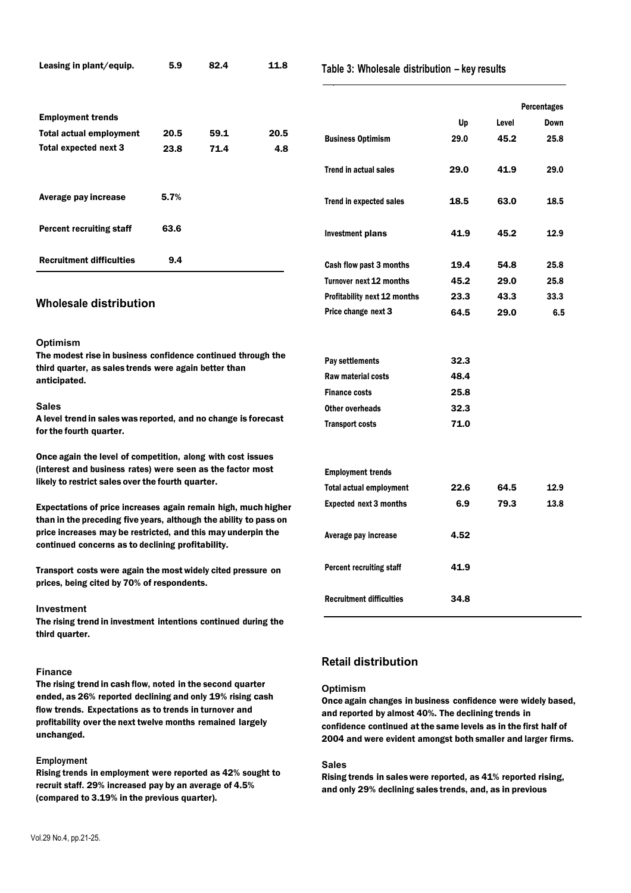| | | | |
|---|---|---|---|
| Leasing in plant/equip. | 5.9 | 82.4 | 11.8 |
| **Employment trends** | | | |
| Total actual employment | 20.5 | 59.1 | 20.5 |
| Total expected next 3 | 23.8 | 71.4 | 4.8 |
| Average pay increase | 5.7% | | |
| Percent recruiting staff | 63.6 | | |
| Recruitment difficulties | 9.4 | | |

## Wholesale distribution

### Optimism

The modest rise in business confidence continued through the third quarter, as sales trends were again better than anticipated.

### Sales

A level trend in sales was reported, and no change is forecast for the fourth quarter.

Once again the level of competition, along with cost issues (interest and business rates) were seen as the factor most likely to restrict sales over the fourth quarter.

Expectations of price increases again remain high, much higher than in the preceding five years, although the ability to pass on price increases may be restricted, and this may underpin the continued concerns as to declining profitability.

Transport costs were again the most widely cited pressure on prices, being cited by 70% of respondents.

### Investment

The rising trend in investment intentions continued during the third quarter.

### Finance

The rising trend in cash flow, noted in the second quarter ended, as 26% reported declining and only 19% rising cash flow trends. Expectations as to trends in turnover and profitability over the next twelve months remained largely unchanged.

### Employment

Rising trends in employment were reported as 42% sought to recruit staff. 29% increased pay by an average of 4.5% (compared to 3.19% in the previous quarter).

**Table 3: Wholesale distribution – key results**

| | Up | Level | Down |
|---|---|---|---|
| | | | Percentages |
| Business Optimism | 29.0 | 45.2 | 25.8 |
| Trend in actual sales | 29.0 | 41.9 | 29.0 |
| Trend in expected sales | 18.5 | 63.0 | 18.5 |
| Investment plans | 41.9 | 45.2 | 12.9 |
| Cash flow past 3 months | 19.4 | 54.8 | 25.8 |
| Turnover next 12 months | 45.2 | 29.0 | 25.8 |
| Profitability next 12 months | 23.3 | 43.3 | 33.3 |
| Price change next 3 | 64.5 | 29.0 | 6.5 |
| Pay settlements | 32.3 | | |
| Raw material costs | 48.4 | | |
| Finance costs | 25.8 | | |
| Other overheads | 32.3 | | |
| Transport costs | 71.0 | | |
| **Employment trends** | | | |
| Total actual employment | 22.6 | 64.5 | 12.9 |
| Expected next 3 months | 6.9 | 79.3 | 13.8 |
| Average pay increase | 4.52 | | |
| Percent recruiting staff | 41.9 | | |
| Recruitment difficulties | 34.8 | | |

## Retail distribution

### Optimism

Once again changes in business confidence were widely based, and reported by almost 40%. The declining trends in confidence continued at the same levels as in the first half of 2004 and were evident amongst both smaller and larger firms.

### Sales

Rising trends in sales were reported, as 41% reported rising, and only 29% declining sales trends, and, as in previous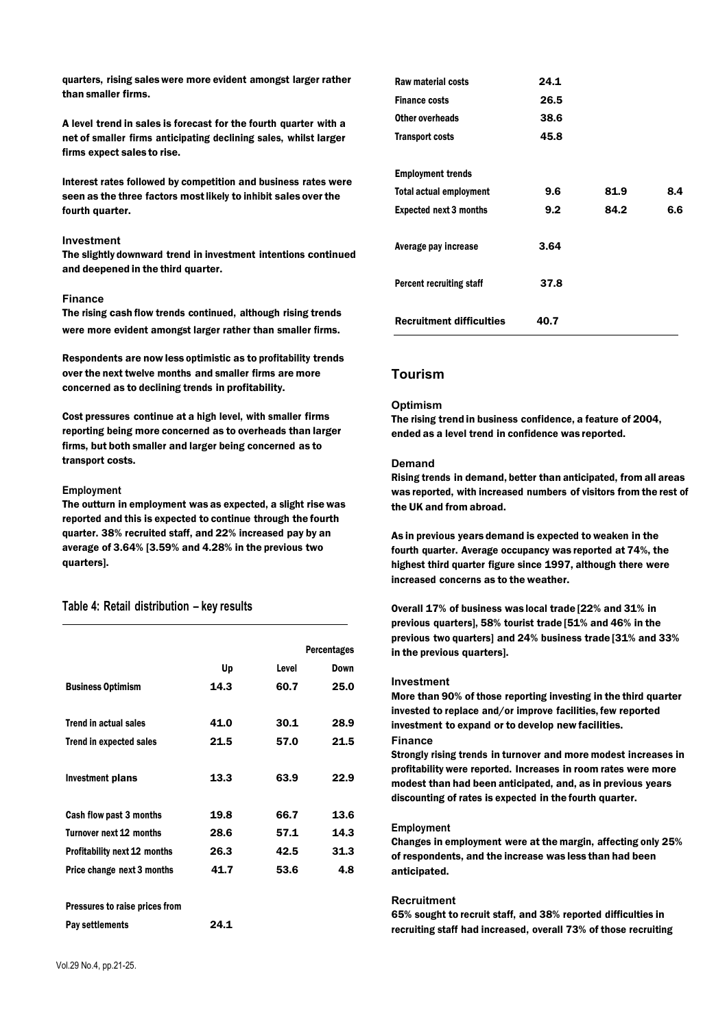quarters, rising sales were more evident amongst larger rather than smaller firms.

A level trend in sales is forecast for the fourth quarter with a net of smaller firms anticipating declining sales, whilst larger firms expect sales to rise.

Interest rates followed by competition and business rates were seen as the three factors most likely to inhibit sales over the fourth quarter.

### Investment

The slightly downward trend in investment intentions continued and deepened in the third quarter.

### Finance

The rising cash flow trends continued, although rising trends were more evident amongst larger rather than smaller firms.

Respondents are now less optimistic as to profitability trends over the next twelve months and smaller firms are more concerned as to declining trends in profitability.

Cost pressures continue at a high level, with smaller firms reporting being more concerned as to overheads than larger firms, but both smaller and larger being concerned as to transport costs.

### Employment

The outturn in employment was as expected, a slight rise was reported and this is expected to continue through the fourth quarter. 38% recruited staff, and 22% increased pay by an average of 3.64% [3.59% and 4.28% in the previous two quarters].

**Table 4: Retail distribution – key results**

| | | | Percentages |
|---|---|---|---|
| | Up | Level | Down |
| Business Optimism | 14.3 | 60.7 | 25.0 |
| Trend in actual sales | 41.0 | 30.1 | 28.9 |
| Trend in expected sales | 21.5 | 57.0 | 21.5 |
| Investment plans | 13.3 | 63.9 | 22.9 |
| Cash flow past 3 months | 19.8 | 66.7 | 13.6 |
| Turnover next 12 months | 28.6 | 57.1 | 14.3 |
| Profitability next 12 months | 26.3 | 42.5 | 31.3 |
| Price change next 3 months | 41.7 | 53.6 | 4.8 |
| Pressures to raise prices from | | | |
| Pay settlements | 24.1 | | |
| Raw material costs | 24.1 | | |
| Finance costs | 26.5 | | |
| Other overheads | 38.6 | | |
| Transport costs | 45.8 | | |
| Employment trends | | | |
| Total actual employment | 9.6 | 81.9 | 8.4 |
| Expected next 3 months | 9.2 | 84.2 | 6.6 |
| Average pay increase | 3.64 | | |
| Percent recruiting staff | 37.8 | | |
| Recruitment difficulties | 40.7 | | |

## Tourism

### Optimism

The rising trend in business confidence, a feature of 2004, ended as a level trend in confidence was reported.

### Demand

Rising trends in demand, better than anticipated, from all areas was reported, with increased numbers of visitors from the rest of the UK and from abroad.

As in previous years demand is expected to weaken in the fourth quarter. Average occupancy was reported at 74%, the highest third quarter figure since 1997, although there were increased concerns as to the weather.

Overall 17% of business was local trade [22% and 31% in previous quarters], 58% tourist trade [51% and 46% in the previous two quarters] and 24% business trade [31% and 33% in the previous quarters].

### Investment

More than 90% of those reporting investing in the third quarter invested to replace and/or improve facilities, few reported investment to expand or to develop new facilities.

### Finance

Strongly rising trends in turnover and more modest increases in profitability were reported. Increases in room rates were more modest than had been anticipated, and, as in previous years discounting of rates is expected in the fourth quarter.

### Employment

Changes in employment were at the margin, affecting only 25% of respondents, and the increase was less than had been anticipated.

### Recruitment

65% sought to recruit staff, and 38% reported difficulties in recruiting staff had increased, overall 73% of those recruiting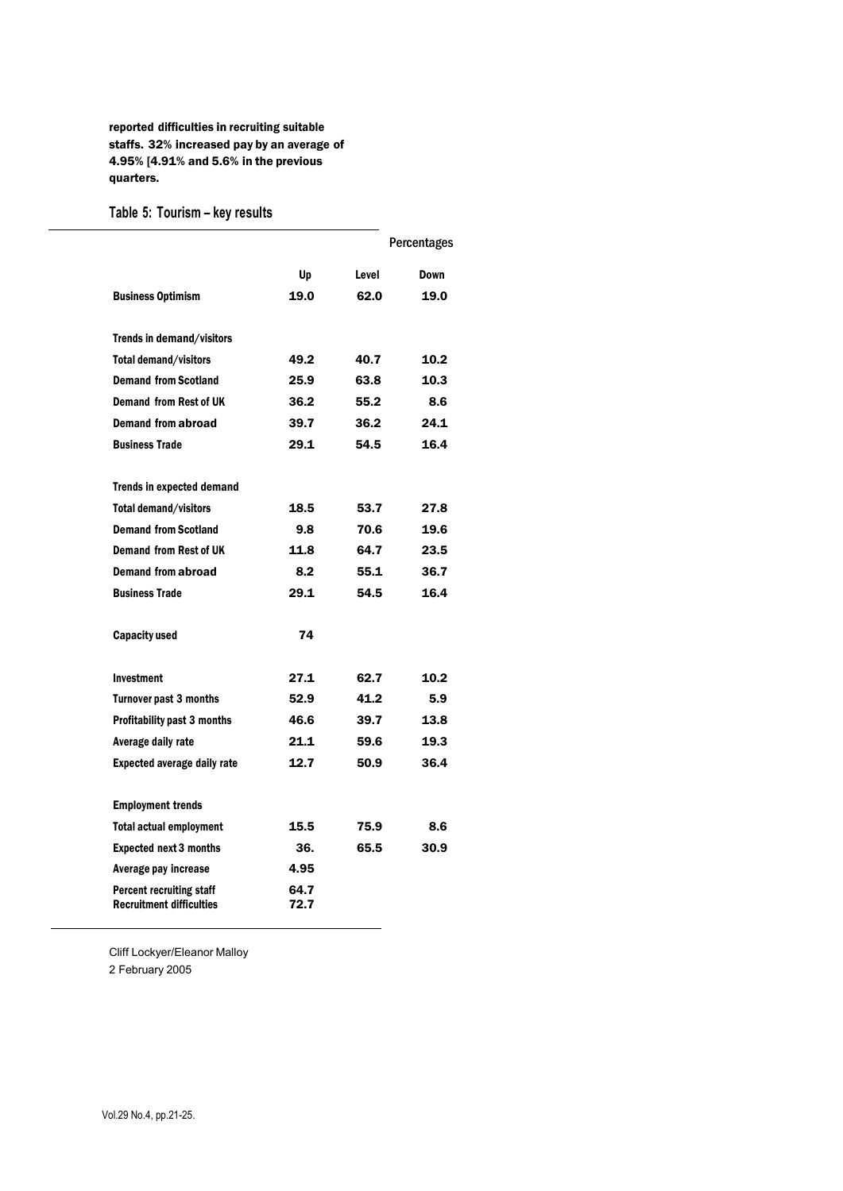**reported difficulties in recruiting suitable staffs. 32% increased pay by an average of 4.95% [4.91% and 5.6% in the previous quarters.**

## Table 5: Tourism – key results

| | | | Percentages |
|---|---|---|---|
| | **Up** | **Level** | **Down** |
| **Business Optimism** | **19.0** | **62.0** | **19.0** |
| | | | |
| **Trends in demand/visitors** | | | |
| **Total demand/visitors** | **49.2** | **40.7** | **10.2** |
| **Demand from Scotland** | **25.9** | **63.8** | **10.3** |
| **Demand from Rest of UK** | **36.2** | **55.2** | **8.6** |
| **Demand from abroad** | **39.7** | **36.2** | **24.1** |
| **Business Trade** | **29.1** | **54.5** | **16.4** |
| | | | |
| **Trends in expected demand** | | | |
| **Total demand/visitors** | **18.5** | **53.7** | **27.8** |
| **Demand from Scotland** | **9.8** | **70.6** | **19.6** |
| **Demand from Rest of UK** | **11.8** | **64.7** | **23.5** |
| **Demand from abroad** | **8.2** | **55.1** | **36.7** |
| **Business Trade** | **29.1** | **54.5** | **16.4** |
| | | | |
| **Capacity used** | **74** | | |
| | | | |
| **Investment** | **27.1** | **62.7** | **10.2** |
| **Turnover past 3 months** | **52.9** | **41.2** | **5.9** |
| **Profitability past 3 months** | **46.6** | **39.7** | **13.8** |
| **Average daily rate** | **21.1** | **59.6** | **19.3** |
| **Expected average daily rate** | **12.7** | **50.9** | **36.4** |
| | | | |
| **Employment trends** | | | |
| **Total actual employment** | **15.5** | **75.9** | **8.6** |
| **Expected next 3 months** | **36.** | **65.5** | **30.9** |
| **Average pay increase** | **4.95** | | |
| **Percent recruiting staff** | **64.7** | | |
| **Recruitment difficulties** | **72.7** | | |

Cliff Lockyer/Eleanor Malloy
2 February 2005